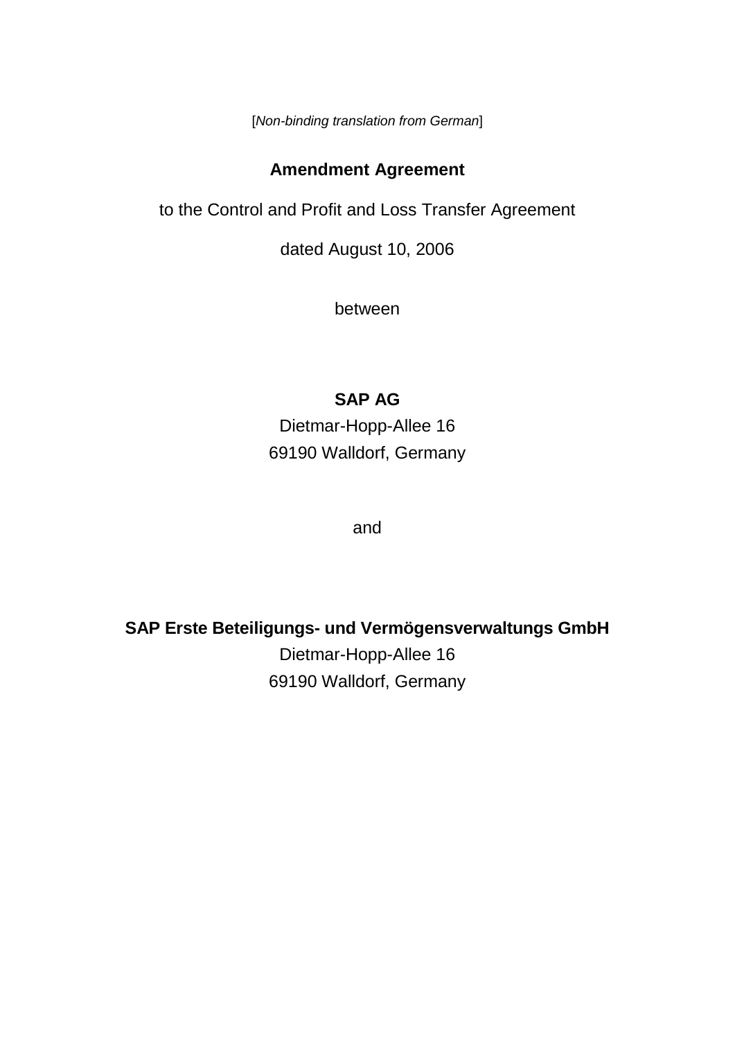[*Non-binding translation from German*]

# Amendment Agreement

to the Control and Profit and Loss Transfer Agreement

dated August 10, 2006

between

**SAP AG**
Dietmar-Hopp-Allee 16
69190 Walldorf, Germany

and

**SAP Erste Beteiligungs- und Vermögensverwaltungs GmbH**
Dietmar-Hopp-Allee 16
69190 Walldorf, Germany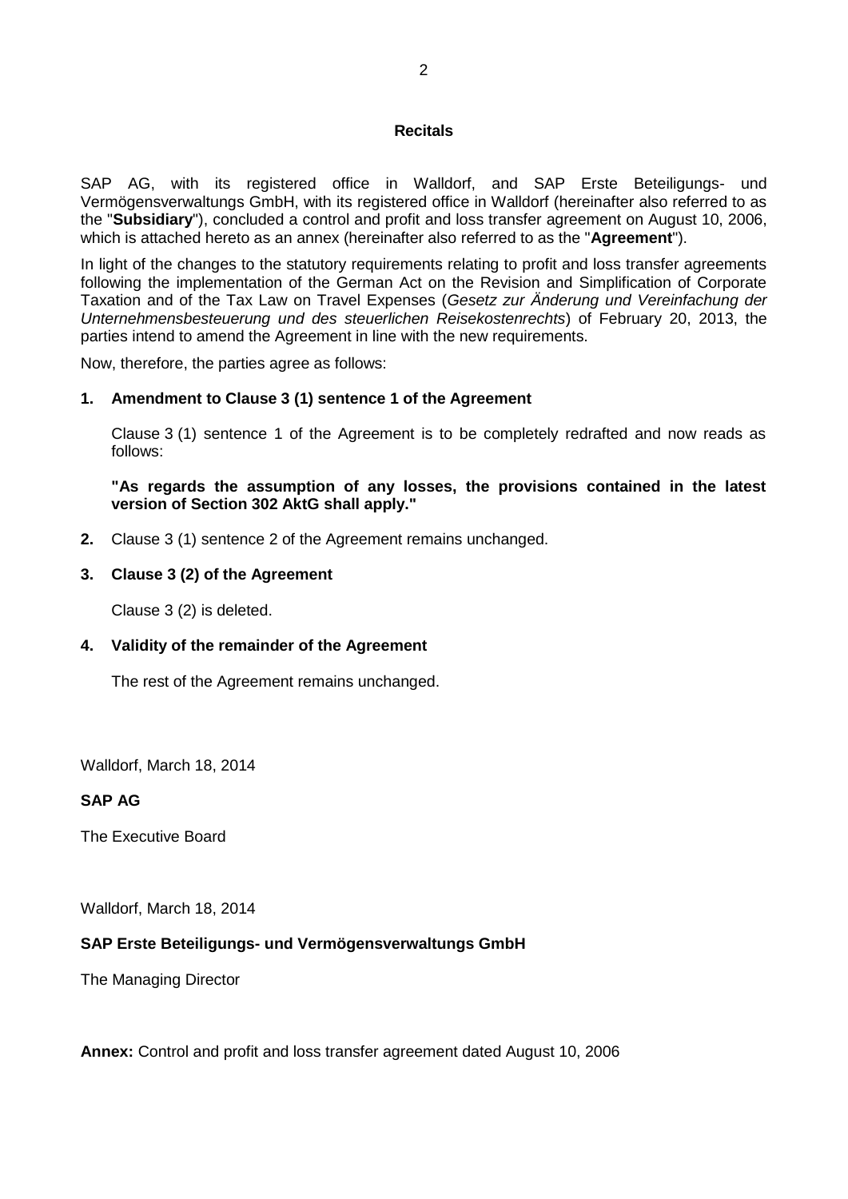## Recitals

SAP AG, with its registered office in Walldorf, and SAP Erste Beteiligungs- und Vermögensverwaltungs GmbH, with its registered office in Walldorf (hereinafter also referred to as the "**Subsidiary**"), concluded a control and profit and loss transfer agreement on August 10, 2006, which is attached hereto as an annex (hereinafter also referred to as the "**Agreement**").

In light of the changes to the statutory requirements relating to profit and loss transfer agreements following the implementation of the German Act on the Revision and Simplification of Corporate Taxation and of the Tax Law on Travel Expenses (*Gesetz zur Änderung und Vereinfachung der Unternehmensbesteuerung und des steuerlichen Reisekostenrechts*) of February 20, 2013, the parties intend to amend the Agreement in line with the new requirements.

Now, therefore, the parties agree as follows:

**1. Amendment to Clause 3 (1) sentence 1 of the Agreement**

Clause 3 (1) sentence 1 of the Agreement is to be completely redrafted and now reads as follows:

**"As regards the assumption of any losses, the provisions contained in the latest version of Section 302 AktG shall apply."**

**2.** Clause 3 (1) sentence 2 of the Agreement remains unchanged.

**3. Clause 3 (2) of the Agreement**

Clause 3 (2) is deleted.

**4. Validity of the remainder of the Agreement**

The rest of the Agreement remains unchanged.

Walldorf, March 18, 2014

**SAP AG**

The Executive Board

Walldorf, March 18, 2014

**SAP Erste Beteiligungs- und Vermögensverwaltungs GmbH**

The Managing Director

**Annex:** Control and profit and loss transfer agreement dated August 10, 2006